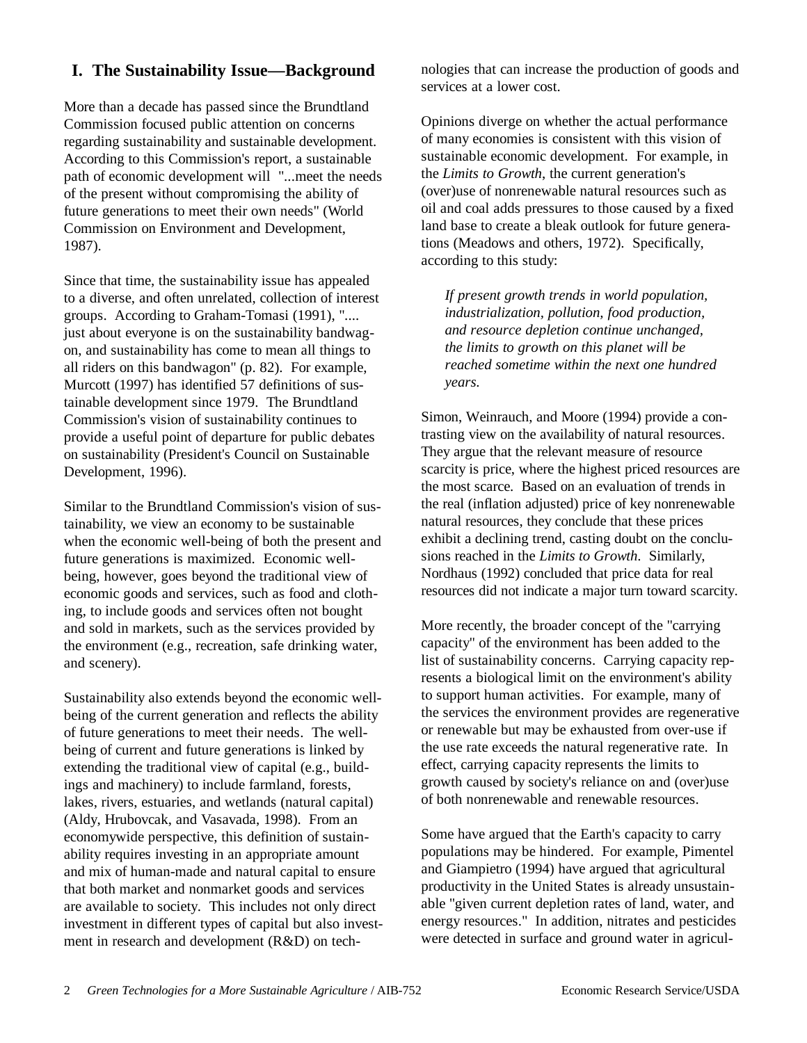## I. The Sustainability Issue—Background

More than a decade has passed since the Brundtland Commission focused public attention on concerns regarding sustainability and sustainable development. According to this Commission's report, a sustainable path of economic development will "...meet the needs of the present without compromising the ability of future generations to meet their own needs" (World Commission on Environment and Development, 1987).

Since that time, the sustainability issue has appealed to a diverse, and often unrelated, collection of interest groups. According to Graham-Tomasi (1991), ".... just about everyone is on the sustainability bandwagon, and sustainability has come to mean all things to all riders on this bandwagon" (p. 82). For example, Murcott (1997) has identified 57 definitions of sustainable development since 1979. The Brundtland Commission's vision of sustainability continues to provide a useful point of departure for public debates on sustainability (President's Council on Sustainable Development, 1996).

Similar to the Brundtland Commission's vision of sustainability, we view an economy to be sustainable when the economic well-being of both the present and future generations is maximized. Economic well-being, however, goes beyond the traditional view of economic goods and services, such as food and clothing, to include goods and services often not bought and sold in markets, such as the services provided by the environment (e.g., recreation, safe drinking water, and scenery).

Sustainability also extends beyond the economic well-being of the current generation and reflects the ability of future generations to meet their needs. The well-being of current and future generations is linked by extending the traditional view of capital (e.g., buildings and machinery) to include farmland, forests, lakes, rivers, estuaries, and wetlands (natural capital) (Aldy, Hrubovcak, and Vasavada, 1998). From an economywide perspective, this definition of sustainability requires investing in an appropriate amount and mix of human-made and natural capital to ensure that both market and nonmarket goods and services are available to society. This includes not only direct investment in different types of capital but also investment in research and development (R&D) on technologies that can increase the production of goods and services at a lower cost.

Opinions diverge on whether the actual performance of many economies is consistent with this vision of sustainable economic development. For example, in the *Limits to Growth*, the current generation's (over)use of nonrenewable natural resources such as oil and coal adds pressures to those caused by a fixed land base to create a bleak outlook for future generations (Meadows and others, 1972). Specifically, according to this study:

> *If present growth trends in world population, industrialization, pollution, food production, and resource depletion continue unchanged, the limits to growth on this planet will be reached sometime within the next one hundred years.*

Simon, Weinrauch, and Moore (1994) provide a contrasting view on the availability of natural resources. They argue that the relevant measure of resource scarcity is price, where the highest priced resources are the most scarce. Based on an evaluation of trends in the real (inflation adjusted) price of key nonrenewable natural resources, they conclude that these prices exhibit a declining trend, casting doubt on the conclusions reached in the *Limits to Growth*. Similarly, Nordhaus (1992) concluded that price data for real resources did not indicate a major turn toward scarcity.

More recently, the broader concept of the "carrying capacity" of the environment has been added to the list of sustainability concerns. Carrying capacity represents a biological limit on the environment's ability to support human activities. For example, many of the services the environment provides are regenerative or renewable but may be exhausted from over-use if the use rate exceeds the natural regenerative rate. In effect, carrying capacity represents the limits to growth caused by society's reliance on and (over)use of both nonrenewable and renewable resources.

Some have argued that the Earth's capacity to carry populations may be hindered. For example, Pimentel and Giampietro (1994) have argued that agricultural productivity in the United States is already unsustainable "given current depletion rates of land, water, and energy resources." In addition, nitrates and pesticides were detected in surface and ground water in agricul-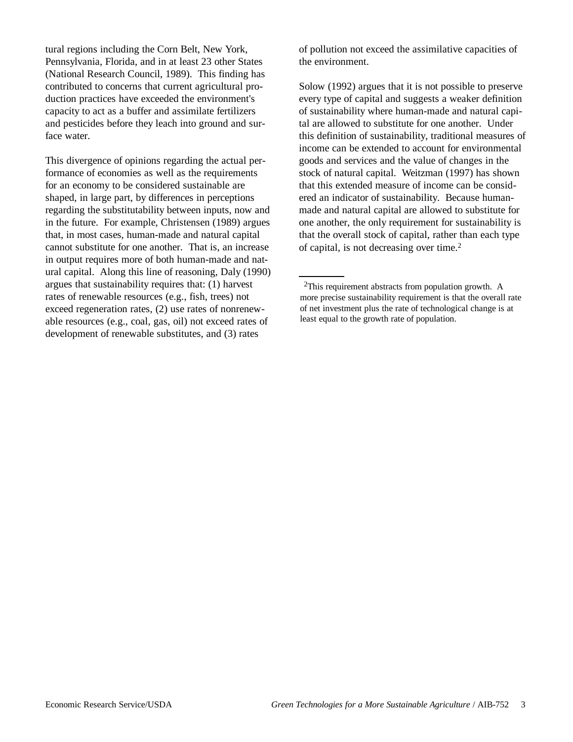tural regions including the Corn Belt, New York, Pennsylvania, Florida, and in at least 23 other States (National Research Council, 1989). This finding has contributed to concerns that current agricultural production practices have exceeded the environment's capacity to act as a buffer and assimilate fertilizers and pesticides before they leach into ground and surface water.

This divergence of opinions regarding the actual performance of economies as well as the requirements for an economy to be considered sustainable are shaped, in large part, by differences in perceptions regarding the substitutability between inputs, now and in the future. For example, Christensen (1989) argues that, in most cases, human-made and natural capital cannot substitute for one another. That is, an increase in output requires more of both human-made and natural capital. Along this line of reasoning, Daly (1990) argues that sustainability requires that: (1) harvest rates of renewable resources (e.g., fish, trees) not exceed regeneration rates, (2) use rates of nonrenewable resources (e.g., coal, gas, oil) not exceed rates of development of renewable substitutes, and (3) rates of pollution not exceed the assimilative capacities of the environment.

Solow (1992) argues that it is not possible to preserve every type of capital and suggests a weaker definition of sustainability where human-made and natural capital are allowed to substitute for one another. Under this definition of sustainability, traditional measures of income can be extended to account for environmental goods and services and the value of changes in the stock of natural capital. Weitzman (1997) has shown that this extended measure of income can be considered an indicator of sustainability. Because human-made and natural capital are allowed to substitute for one another, the only requirement for sustainability is that the overall stock of capital, rather than each type of capital, is not decreasing over time.[2]

---

[2]This requirement abstracts from population growth. A more precise sustainability requirement is that the overall rate of net investment plus the rate of technological change is at least equal to the growth rate of population.